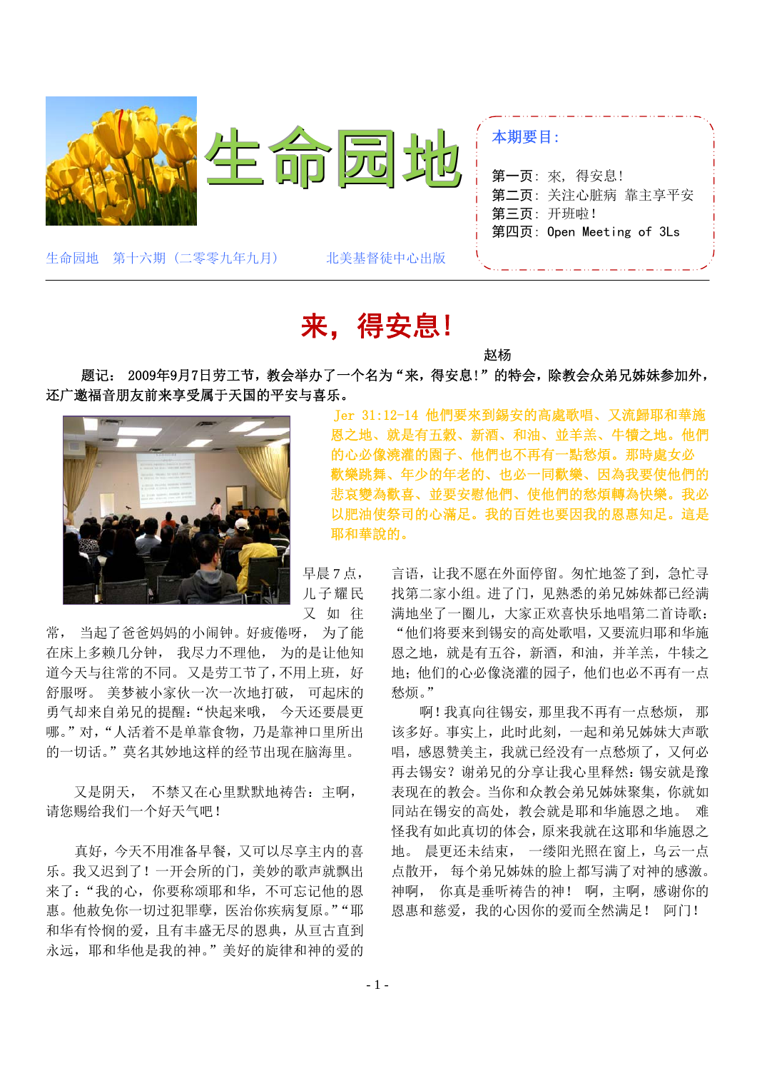# 生命园地

生命园地　第十六期（二零零九年九月）　　　北美基督徒中心出版

**本期要目：**

第一页：來，得安息！
第二页：关注心脏病　靠主享平安
第三页：开班啦！
第四页：Open Meeting of 3Ls

## 来，得安息！

赵杨

**题记：2009年9月7日劳工节，教会举办了一个名为“来，得安息!”的特会，除教会众弟兄姊妹参加外，还广邀福音朋友前来享受属于天国的平安与喜乐。**

Jer 31:12-14 他們要來到錫安的高處歌唱、又流歸耶和華施恩之地、就是有五穀、新酒、和油、並羊羔、牛犢之地。他們的心必像澆灌的園子、他們也不再有一點愁煩。那時處女必歡樂跳舞、年少的年老的、也必一同歡樂、因為我要使他們的悲哀變為歡喜、並要安慰他們、使他們的愁煩轉為快樂。我必以肥油使祭司的心滿足。我的百姓也要因我的恩惠知足。這是耶和華說的。

早晨7点，儿子耀民又如往常，当起了爸爸妈妈的小闹钟。好疲倦呀，为了能在床上多赖几分钟，我尽力不理他，为的是让他知道今天与往常的不同。又是劳工节了，不用上班，好舒服呀。美梦被小家伙一次一次地打破，可起床的勇气却来自弟兄的提醒：“快起来哦，今天还要晨更哪。”对，“人活着不是单靠食物，乃是靠神口里所出的一切话。”莫名其妙地这样的经节出现在脑海里。

又是阴天，不禁又在心里默默地祷告：主啊，请您赐给我们一个好天气吧！

真好，今天不用准备早餐，又可以尽享主内的喜乐。我又迟到了！一开会所的门，美妙的歌声就飘出来了：“我的心，你要称颂耶和华，不可忘记他的恩惠。他赦免你一切过犯罪孽，医治你疾病复原。”“耶和华有怜悯的爱，且有丰盛无尽的恩典，从亘古直到永远，耶和华他是我的神。”美好的旋律和神的爱的言语，让我不愿在外面停留。匆忙地签了到，急忙寻找第二家小组。进了门，见熟悉的弟兄姊妹都已经满满地坐了一圈儿，大家正欢喜快乐地唱第二首诗歌：“他们将要来到锡安的高处歌唱，又要流归耶和华施恩之地，就是有五谷，新酒，和油，并羊羔，牛犊之地；他们的心必像浇灌的园子，他们也必不再有一点愁烦。”

啊！我真向往锡安，那里我不再有一点愁烦，那该多好。事实上，此时此刻，一起和弟兄姊妹大声歌唱，感恩赞美主，我就已经没有一点愁烦了，又何必再去锡安？谢弟兄的分享让我心里释然：锡安就是豫表现在的教会。当你和众教会弟兄姊妹聚集，你就如同站在锡安的高处，教会就是耶和华施恩之地。难怪我有如此真切的体会，原来我就在这耶和华施恩之地。晨更还未结束，一缕阳光照在窗上，乌云一点点散开，每个弟兄姊妹的脸上都写满了对神的感激。神啊，你真是垂听祷告的神！啊，主啊，感谢你的恩惠和慈爱，我的心因你的爱而全然满足！阿门！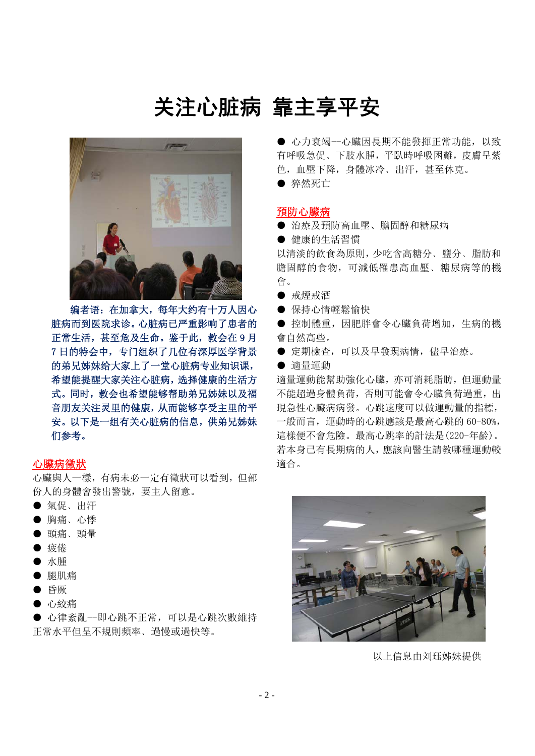# 关注心脏病 靠主享平安

**编者语：在加拿大，每年大约有十万人因心脏病而到医院求诊。心脏病已严重影响了患者的正常生活，甚至危及生命。鉴于此，教会在 9 月 7 日的特会中，专门组织了几位有深厚医学背景的弟兄姊妹给大家上了一堂心脏病专业知识课，希望能提醒大家关注心脏病，选择健康的生活方式。同时，教会也希望能够帮助弟兄姊妹以及福音朋友关注灵里的健康，从而能够享受主里的平安。以下是一组有关心脏病的信息，供弟兄姊妹们参考。**

## 心臟病徵狀

心臟與人一樣，有病未必一定有徵狀可以看到，但部份人的身體會發出警號，要主人留意。

- 氣促、出汗
- 胸痛、心悸
- 頭痛、頭暈
- 疲倦
- 水腫
- 腿肌痛
- 昏厥
- 心絞痛
- 心律紊亂--即心跳不正常，可以是心跳次數維持正常水平但呈不規則頻率、過慢或過快等。
- 心力衰竭--心臟因長期不能發揮正常功能，以致有呼吸急促、下肢水腫，平臥時呼吸困難，皮膚呈紫色，血壓下降，身體冰冷、出汗，甚至休克。
- 猝然死亡

## 預防心臟病

- 治療及預防高血壓、膽固醇和糖尿病
- 健康的生活習慣

以清淡的飲食為原則，少吃含高糖分、鹽分、脂肪和膽固醇的食物，可減低罹患高血壓、糖尿病等的機會。

- 戒煙戒酒
- 保持心情輕鬆愉快
- 控制體重，因肥胖會令心臟負荷增加，生病的機會自然高些。
- 定期檢查，可以及早發現病情，儘早治療。
- 適量運動

適量運動能幫助強化心臟，亦可消耗脂肪，但運動量不能超過身體負荷，否則可能會令心臟負荷過重，出現急性心臟病病發。心跳速度可以做運動量的指標，一般而言，運動時的心跳應該是最高心跳的 60-80%，這樣便不會危險。最高心跳率的計法是(220-年齡)。若本身已有長期病的人，應該向醫生請教哪種運動較適合。

以上信息由刘珏姊妹提供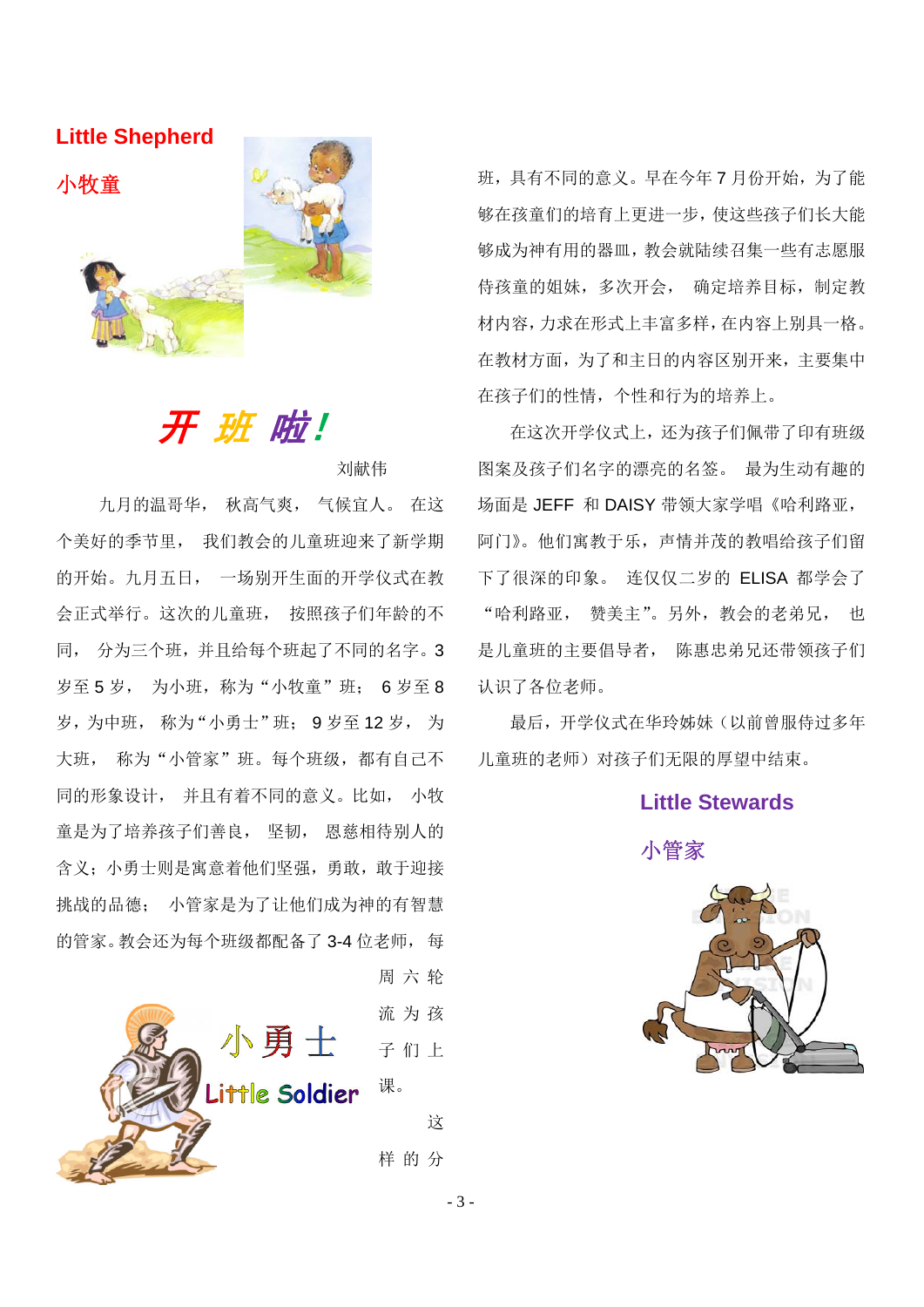**Little Shepherd**

**小牧童**

# 开 班 啦！

刘献伟

九月的温哥华， 秋高气爽， 气候宜人。 在这个美好的季节里， 我们教会的儿童班迎来了新学期的开始。九月五日， 一场别开生面的开学仪式在教会正式举行。这次的儿童班， 按照孩子们年龄的不同， 分为三个班，并且给每个班起了不同的名字。3 岁至 5 岁， 为小班，称为“小牧童”班； 6 岁至 8 岁，为中班， 称为“小勇士”班； 9 岁至 12 岁， 为大班， 称为“小管家”班。每个班级，都有自己不同的形象设计， 并且有着不同的意义。比如， 小牧童是为了培养孩子们善良， 坚韧， 恩慈相待别人的含义；小勇士则是寓意着他们坚强，勇敢，敢于迎接挑战的品德； 小管家是为了让他们成为神的有智慧的管家。教会还为每个班级都配备了 3-4 位老师， 每周六轮流为孩子们上课。

**小勇士**

**Little Soldier**

这样的分班，具有不同的意义。早在今年 7 月份开始，为了能够在孩童们的培育上更进一步，使这些孩子们长大能够成为神有用的器皿，教会就陆续召集一些有志愿服侍孩童的姐妹，多次开会， 确定培养目标，制定教材内容，力求在形式上丰富多样，在内容上别具一格。在教材方面，为了和主日的内容区别开来，主要集中在孩子们的性情，个性和行为的培养上。

在这次开学仪式上，还为孩子们佩带了印有班级图案及孩子们名字的漂亮的名签。 最为生动有趣的场面是 JEFF 和 DAISY 带领大家学唱《哈利路亚，阿门》。他们寓教于乐，声情并茂的教唱给孩子们留下了很深的印象。 连仅仅二岁的 ELISA 都学会了“哈利路亚， 赞美主”。另外，教会的老弟兄， 也是儿童班的主要倡导者， 陈惠忠弟兄还带领孩子们认识了各位老师。

最后，开学仪式在华玲姊妹（以前曾服侍过多年儿童班的老师）对孩子们无限的厚望中结束。

**Little Stewards**

**小管家**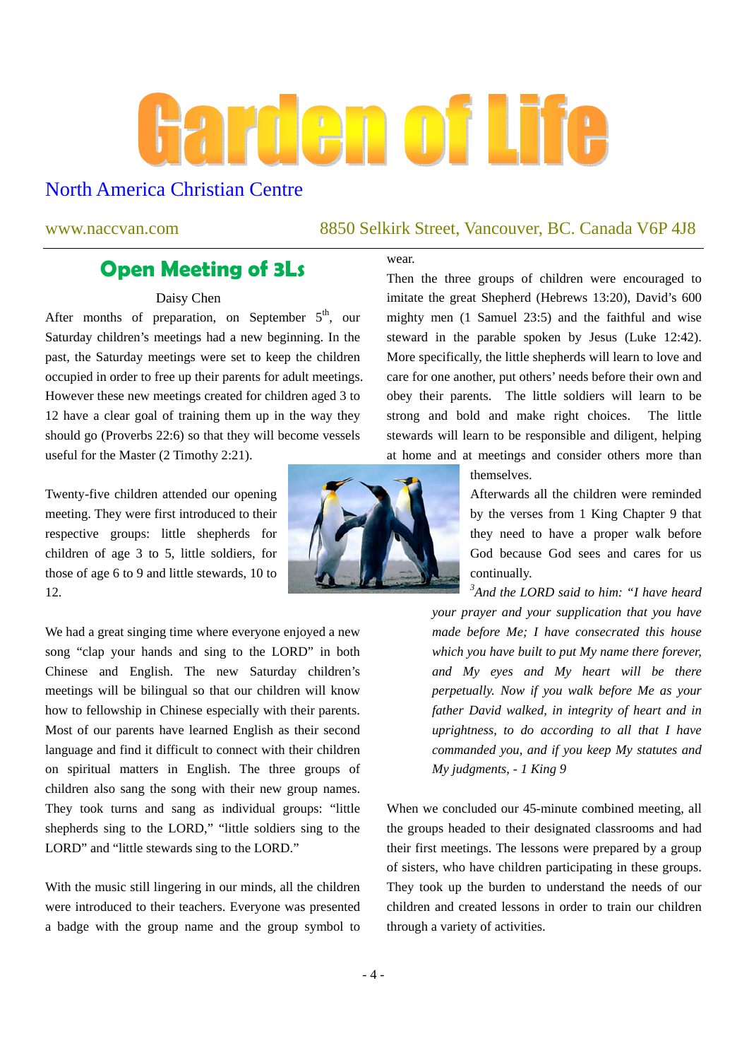# Garden of Life

North America Christian Centre

www.naccvan.com 8850 Selkirk Street, Vancouver, BC. Canada V6P 4J8

## Open Meeting of 3Ls

Daisy Chen

After months of preparation, on September 5th, our Saturday children's meetings had a new beginning. In the past, the Saturday meetings were set to keep the children occupied in order to free up their parents for adult meetings. However these new meetings created for children aged 3 to 12 have a clear goal of training them up in the way they should go (Proverbs 22:6) so that they will become vessels useful for the Master (2 Timothy 2:21).

Twenty-five children attended our opening meeting. They were first introduced to their respective groups: little shepherds for children of age 3 to 5, little soldiers, for those of age 6 to 9 and little stewards, 10 to 12.

We had a great singing time where everyone enjoyed a new song "clap your hands and sing to the LORD" in both Chinese and English. The new Saturday children's meetings will be bilingual so that our children will know how to fellowship in Chinese especially with their parents. Most of our parents have learned English as their second language and find it difficult to connect with their children on spiritual matters in English. The three groups of children also sang the song with their new group names. They took turns and sang as individual groups: "little shepherds sing to the LORD," "little soldiers sing to the LORD" and "little stewards sing to the LORD."

With the music still lingering in our minds, all the children were introduced to their teachers. Everyone was presented a badge with the group name and the group symbol to wear.

Then the three groups of children were encouraged to imitate the great Shepherd (Hebrews 13:20), David's 600 mighty men (1 Samuel 23:5) and the faithful and wise steward in the parable spoken by Jesus (Luke 12:42). More specifically, the little shepherds will learn to love and care for one another, put others' needs before their own and obey their parents. The little soldiers will learn to be strong and bold and make right choices. The little stewards will learn to be responsible and diligent, helping at home and at meetings and consider others more than themselves.

Afterwards all the children were reminded by the verses from 1 King Chapter 9 that they need to have a proper walk before God because God sees and cares for us continually.

*[3]And the LORD said to him: "I have heard your prayer and your supplication that you have made before Me; I have consecrated this house which you have built to put My name there forever, and My eyes and My heart will be there perpetually. Now if you walk before Me as your father David walked, in integrity of heart and in uprightness, to do according to all that I have commanded you, and if you keep My statutes and My judgments, - 1 King 9*

When we concluded our 45-minute combined meeting, all the groups headed to their designated classrooms and had their first meetings. The lessons were prepared by a group of sisters, who have children participating in these groups. They took up the burden to understand the needs of our children and created lessons in order to train our children through a variety of activities.